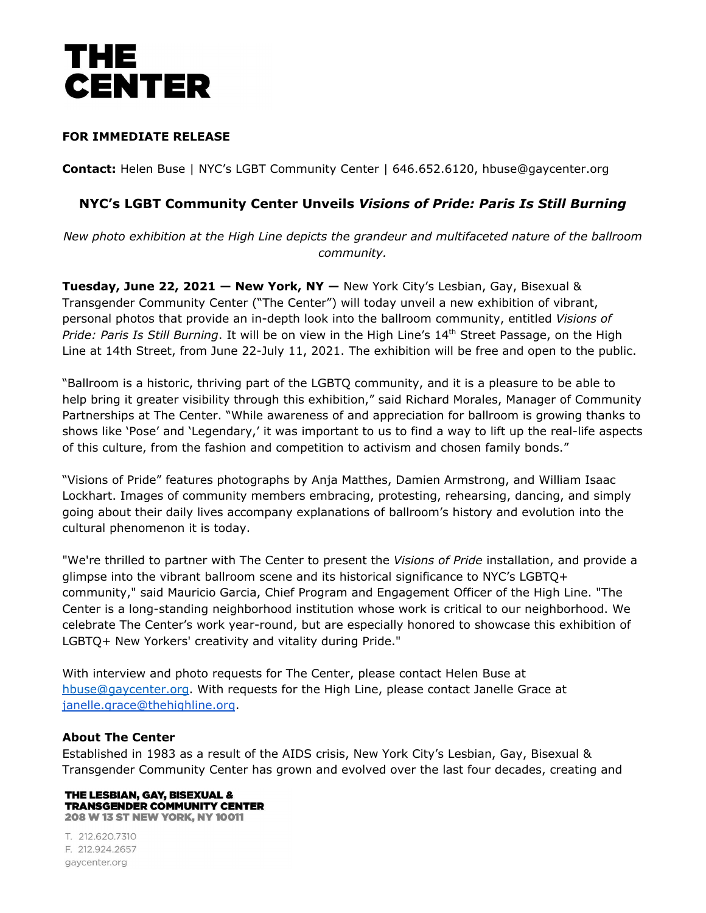# THE CENTER

**FOR IMMEDIATE RELEASE**

**Contact:** Helen Buse | NYC's LGBT Community Center | 646.652.6120, hbuse@gaycenter.org

## NYC's LGBT Community Center Unveils *Visions of Pride: Paris Is Still Burning*

*New photo exhibition at the High Line depicts the grandeur and multifaceted nature of the ballroom community.*

**Tuesday, June 22, 2021 — New York, NY —** New York City's Lesbian, Gay, Bisexual & Transgender Community Center ("The Center") will today unveil a new exhibition of vibrant, personal photos that provide an in-depth look into the ballroom community, entitled *Visions of Pride: Paris Is Still Burning*. It will be on view in the High Line's 14th Street Passage, on the High Line at 14th Street, from June 22-July 11, 2021. The exhibition will be free and open to the public.

"Ballroom is a historic, thriving part of the LGBTQ community, and it is a pleasure to be able to help bring it greater visibility through this exhibition," said Richard Morales, Manager of Community Partnerships at The Center. "While awareness of and appreciation for ballroom is growing thanks to shows like 'Pose' and 'Legendary,' it was important to us to find a way to lift up the real-life aspects of this culture, from the fashion and competition to activism and chosen family bonds."

"Visions of Pride" features photographs by Anja Matthes, Damien Armstrong, and William Isaac Lockhart. Images of community members embracing, protesting, rehearsing, dancing, and simply going about their daily lives accompany explanations of ballroom's history and evolution into the cultural phenomenon it is today.

"We're thrilled to partner with The Center to present the *Visions of Pride* installation, and provide a glimpse into the vibrant ballroom scene and its historical significance to NYC's LGBTQ+ community," said Mauricio Garcia, Chief Program and Engagement Officer of the High Line. "The Center is a long-standing neighborhood institution whose work is critical to our neighborhood. We celebrate The Center's work year-round, but are especially honored to showcase this exhibition of LGBTQ+ New Yorkers' creativity and vitality during Pride."

With interview and photo requests for The Center, please contact Helen Buse at hbuse@gaycenter.org. With requests for the High Line, please contact Janelle Grace at janelle.grace@thehighline.org.

**About The Center**

Established in 1983 as a result of the AIDS crisis, New York City's Lesbian, Gay, Bisexual & Transgender Community Center has grown and evolved over the last four decades, creating and

**THE LESBIAN, GAY, BISEXUAL & TRANSGENDER COMMUNITY CENTER**
**208 W 13 ST NEW YORK, NY 10011**

T. 212.620.7310
F. 212.924.2657
gaycenter.org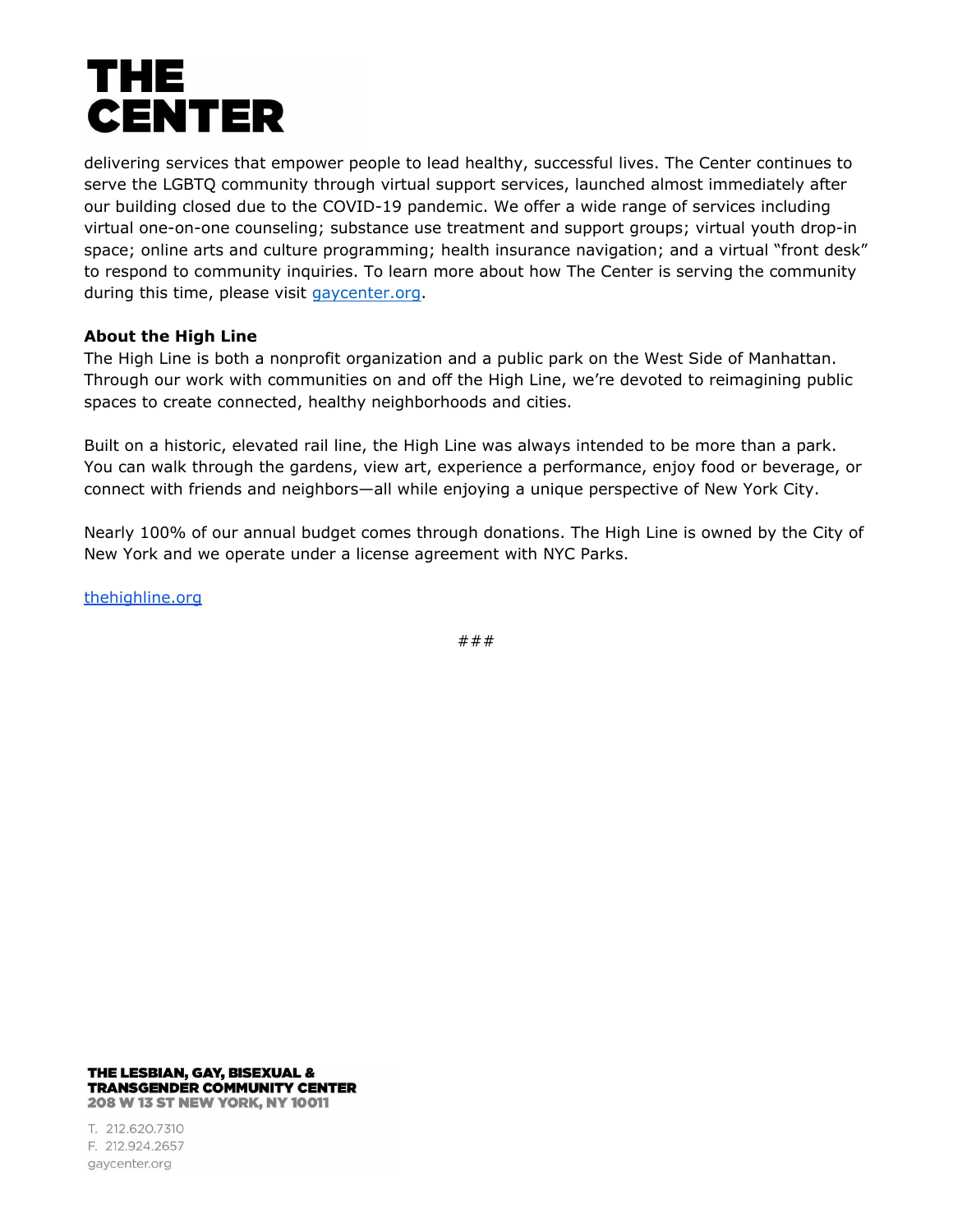delivering services that empower people to lead healthy, successful lives. The Center continues to serve the LGBTQ community through virtual support services, launched almost immediately after our building closed due to the COVID-19 pandemic. We offer a wide range of services including virtual one-on-one counseling; substance use treatment and support groups; virtual youth drop-in space; online arts and culture programming; health insurance navigation; and a virtual "front desk" to respond to community inquiries. To learn more about how The Center is serving the community during this time, please visit gaycenter.org.

**About the High Line**

The High Line is both a nonprofit organization and a public park on the West Side of Manhattan. Through our work with communities on and off the High Line, we're devoted to reimagining public spaces to create connected, healthy neighborhoods and cities.

Built on a historic, elevated rail line, the High Line was always intended to be more than a park. You can walk through the gardens, view art, experience a performance, enjoy food or beverage, or connect with friends and neighbors—all while enjoying a unique perspective of New York City.

Nearly 100% of our annual budget comes through donations. The High Line is owned by the City of New York and we operate under a license agreement with NYC Parks.

thehighline.org

###